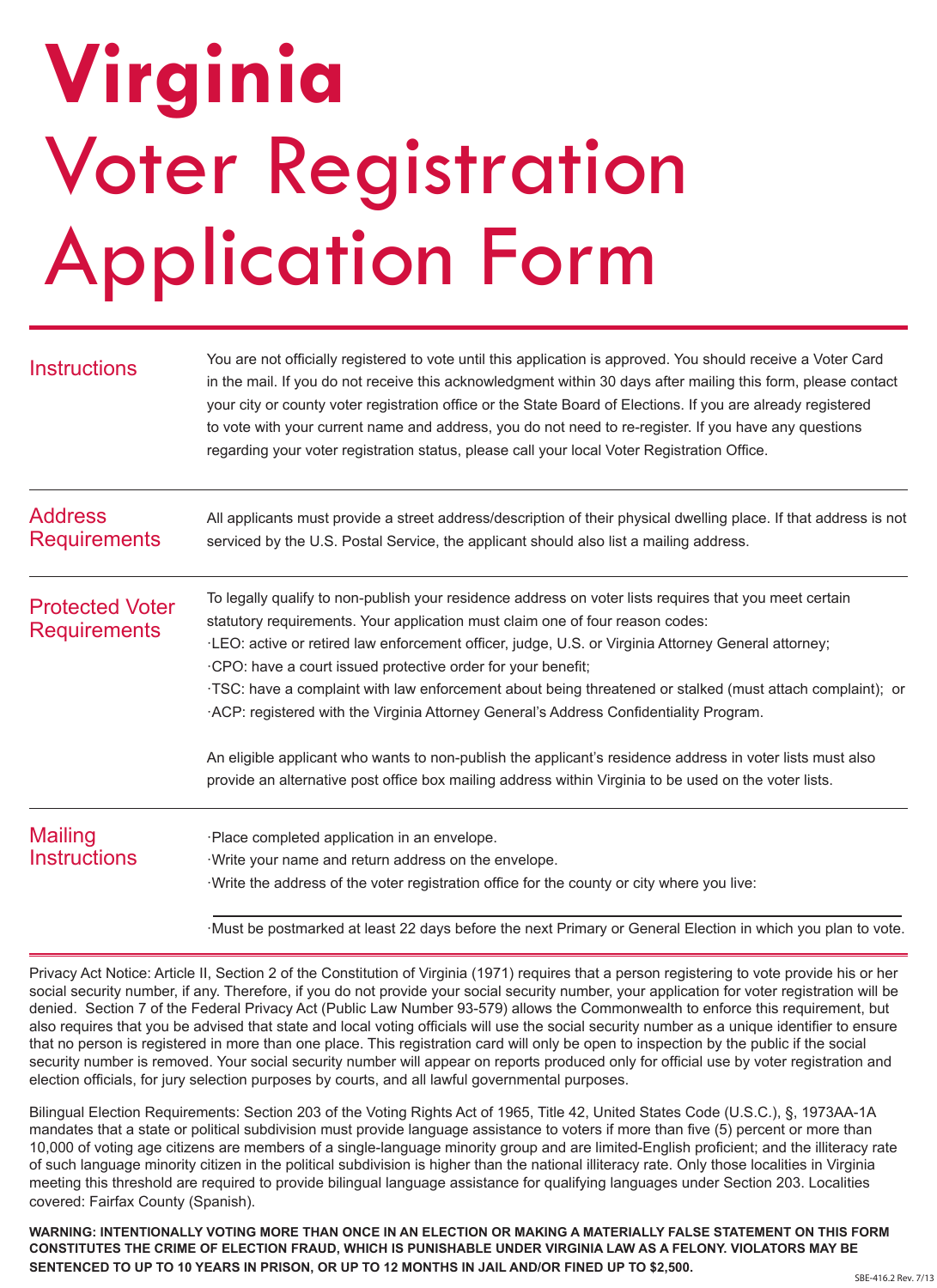# Virginia Voter Registration Application Form

## Instructions

You are not officially registered to vote until this application is approved. You should receive a Voter Card in the mail. If you do not receive this acknowledgment within 30 days after mailing this form, please contact your city or county voter registration office or the State Board of Elections. If you are already registered to vote with your current name and address, you do not need to re-register. If you have any questions regarding your voter registration status, please call your local Voter Registration Office.

## Address Requirements

All applicants must provide a street address/description of their physical dwelling place. If that address is not serviced by the U.S. Postal Service, the applicant should also list a mailing address.

## Protected Voter Requirements

To legally qualify to non-publish your residence address on voter lists requires that you meet certain statutory requirements. Your application must claim one of four reason codes:

- LEO: active or retired law enforcement officer, judge, U.S. or Virginia Attorney General attorney;
- CPO: have a court issued protective order for your benefit;
- TSC: have a complaint with law enforcement about being threatened or stalked (must attach complaint); or
- ACP: registered with the Virginia Attorney General's Address Confidentiality Program.

An eligible applicant who wants to non-publish the applicant's residence address in voter lists must also provide an alternative post office box mailing address within Virginia to be used on the voter lists.

## Mailing Instructions

- Place completed application in an envelope.
- Write your name and return address on the envelope.
- Write the address of the voter registration office for the county or city where you live:

\_\_\_\_\_\_\_\_\_\_\_\_\_\_\_\_\_\_\_\_\_\_\_\_\_\_\_\_\_\_\_\_\_\_\_\_\_\_\_\_\_\_\_\_\_\_\_\_

- Must be postmarked at least 22 days before the next Primary or General Election in which you plan to vote.

---

Privacy Act Notice: Article II, Section 2 of the Constitution of Virginia (1971) requires that a person registering to vote provide his or her social security number, if any. Therefore, if you do not provide your social security number, your application for voter registration will be denied. Section 7 of the Federal Privacy Act (Public Law Number 93-579) allows the Commonwealth to enforce this requirement, but also requires that you be advised that state and local voting officials will use the social security number as a unique identifier to ensure that no person is registered in more than one place. This registration card will only be open to inspection by the public if the social security number is removed. Your social security number will appear on reports produced only for official use by voter registration and election officials, for jury selection purposes by courts, and all lawful governmental purposes.

Bilingual Election Requirements: Section 203 of the Voting Rights Act of 1965, Title 42, United States Code (U.S.C.), §, 1973AA-1A mandates that a state or political subdivision must provide language assistance to voters if more than five (5) percent or more than 10,000 of voting age citizens are members of a single-language minority group and are limited-English proficient; and the illiteracy rate of such language minority citizen in the political subdivision is higher than the national illiteracy rate. Only those localities in Virginia meeting this threshold are required to provide bilingual language assistance for qualifying languages under Section 203. Localities covered: Fairfax County (Spanish).

**WARNING: INTENTIONALLY VOTING MORE THAN ONCE IN AN ELECTION OR MAKING A MATERIALLY FALSE STATEMENT ON THIS FORM CONSTITUTES THE CRIME OF ELECTION FRAUD, WHICH IS PUNISHABLE UNDER VIRGINIA LAW AS A FELONY. VIOLATORS MAY BE SENTENCED TO UP TO 10 YEARS IN PRISON, OR UP TO 12 MONTHS IN JAIL AND/OR FINED UP TO $2,500.**

SBE-416.2 Rev. 7/13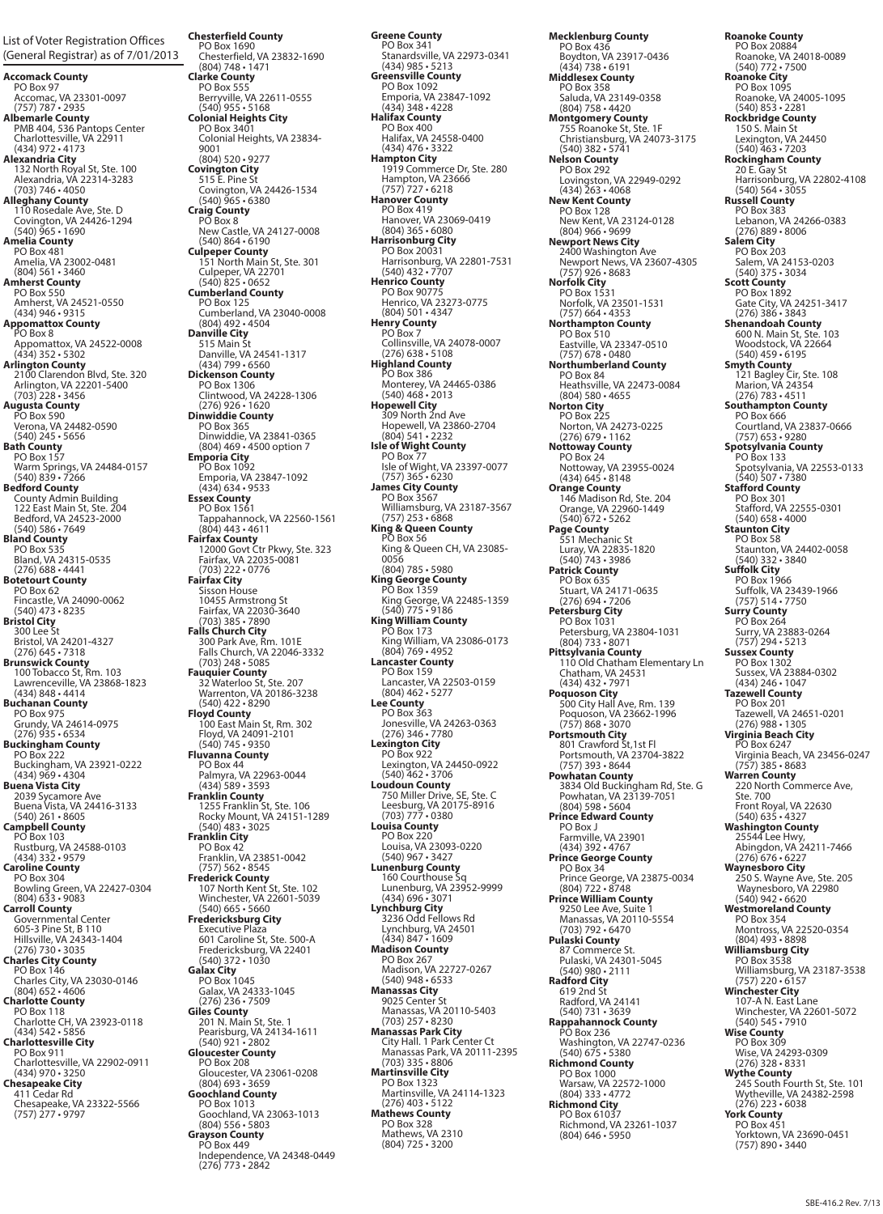List of Voter Registration Offices (General Registrar) as of 7/01/2013

**Accomack County**
PO Box 97
Accomac, VA 23301-0097
(757) 787 • 2935

**Albemarle County**
PMB 404, 536 Pantops Center
Charlottesville, VA 22911
(434) 972 • 4173

**Alexandria City**
132 North Royal St, Ste. 100
Alexandria, VA 22314-3283
(703) 746 • 4050

**Alleghany County**
110 Rosedale Ave, Ste. D
Covington, VA 24426-1294
(540) 965 • 1690

**Amelia County**
PO Box 481
Amelia, VA 23002-0481
(804) 561 • 3460

**Amherst County**
PO Box 550
Amherst, VA 24521-0550
(434) 946 • 9315

**Appomattox County**
PO Box 8
Appomattox, VA 24522-0008
(434) 352 • 5302

**Arlington County**
2100 Clarendon Blvd, Ste. 320
Arlington, VA 22201-5400
(703) 228 • 3456

**Augusta County**
PO Box 590
Verona, VA 24482-0590
(540) 245 • 5656

**Bath County**
PO Box 157
Warm Springs, VA 24484-0157
(540) 839 • 7266

**Bedford County**
County Admin Building
122 East Main St, Ste. 204
Bedford, VA 24523-2000
(540) 586 • 7649

**Bland County**
PO Box 535
Bland, VA 24315-0535
(276) 688 • 4441

**Botetourt County**
PO Box 62
Fincastle, VA 24090-0062
(540) 473 • 8235

**Bristol City**
300 Lee St
Bristol, VA 24201-4327
(276) 645 • 7318

**Brunswick County**
100 Tobacco St, Rm. 103
Lawrenceville, VA 23868-1823
(434) 848 • 4414

**Buchanan County**
PO Box 975
Grundy, VA 24614-0975
(276) 935 • 6534

**Buckingham County**
PO Box 222
Buckingham, VA 23921-0222
(434) 969 • 4304

**Buena Vista City**
2039 Sycamore Ave
Buena Vista, VA 24416-3133
(540) 261 • 8605

**Campbell County**
PO Box 103
Rustburg, VA 24588-0103
(434) 332 • 9579

**Caroline County**
PO Box 304
Bowling Green, VA 22427-0304
(804) 633 • 9083

**Carroll County**
Governmental Center
605-3 Pine St, B 110
Hillsville, VA 24343-1404
(276) 730 • 3035

**Charles City County**
PO Box 146
Charles City, VA 23030-0146
(804) 652 • 4606

**Charlotte County**
PO Box 118
Charlotte CH, VA 23923-0118
(434) 542 • 5856

**Charlottesville City**
PO Box 911
Charlottesville, VA 22902-0911
(434) 970 • 3250

**Chesapeake City**
411 Cedar Rd
Chesapeake, VA 23322-5566
(757) 277 • 9797

**Chesterfield County**
PO Box 1690
Chesterfield, VA 23832-1690
(804) 748 • 1471

**Clarke County**
PO Box 555
Berryville, VA 22611-0555
(540) 955 • 5168

**Colonial Heights City**
PO Box 3401
Colonial Heights, VA 23834-9001
(804) 520 • 9277

**Covington City**
515 E. Pine St
Covington, VA 24426-1534
(540) 965 • 6380

**Craig County**
PO Box 8
New Castle, VA 24127-0008
(540) 864 • 6190

**Culpeper County**
151 North Main St, Ste. 301
Culpeper, VA 22701
(540) 825 • 0652

**Cumberland County**
PO Box 125
Cumberland, VA 23040-0008
(804) 492 • 4504

**Danville City**
515 Main St
Danville, VA 24541-1317
(434) 799 • 6560

**Dickenson County**
PO Box 1306
Clintwood, VA 24228-1306
(276) 926 • 1620

**Dinwiddie County**
PO Box 365
Dinwiddie, VA 23841-0365
(804) 469 • 4500 option 7

**Emporia City**
PO Box 1092
Emporia, VA 23847-1092
(434) 634 • 9533

**Essex County**
PO Box 1561
Tappahannock, VA 22560-1561
(804) 443 • 4611

**Fairfax County**
12000 Govt Ctr Pkwy, Ste. 323
Fairfax, VA 22035-0081
(703) 222 • 0776

**Fairfax City**
Sisson House
10455 Armstrong St
Fairfax, VA 22030-3640
(703) 385 • 7890

**Falls Church City**
300 Park Ave, Rm. 101E
Falls Church, VA 22046-3332
(703) 248 • 5085

**Fauquier County**
32 Waterloo St, Ste. 207
Warrenton, VA 20186-3238
(540) 422 • 8290

**Floyd County**
100 East Main St, Rm. 302
Floyd, VA 24091-2101
(540) 745 • 9350

**Fluvanna County**
PO Box 44
Palmyra, VA 22963-0044
(434) 589 • 3593

**Franklin County**
1255 Franklin St, Ste. 106
Rocky Mount, VA 24151-1289
(540) 483 • 3025

**Franklin City**
PO Box 42
Franklin, VA 23851-0042
(757) 562 • 8545

**Frederick County**
107 North Kent St, Ste. 102
Winchester, VA 22601-5039
(540) 665 • 5660

**Fredericksburg City**
Executive Plaza
601 Caroline St, Ste. 500-A
Fredericksburg, VA 22401
(540) 372 • 1030

**Galax City**
PO Box 1045
Galax, VA 24333-1045
(276) 236 • 7509

**Giles County**
201 N. Main St, Ste. 1
Pearisburg, VA 24134-1611
(540) 921 • 2802

**Gloucester County**
PO Box 208
Gloucester, VA 23061-0208
(804) 693 • 3659

**Goochland County**
PO Box 1013
Goochland, VA 23063-1013
(804) 556 • 5803

**Grayson County**
PO Box 449
Independence, VA 24348-0449
(276) 773 • 2842

**Greene County**
PO Box 341
Stanardsville, VA 22973-0341
(434) 985 • 5213

**Greensville County**
PO Box 1092
Emporia, VA 23847-1092
(434) 348 • 4228

**Halifax County**
PO Box 400
Halifax, VA 24558-0400
(434) 476 • 3322

**Hampton City**
1919 Commerce Dr, Ste. 280
Hampton, VA 23666
(757) 727 • 6218

**Hanover County**
PO Box 419
Hanover, VA 23069-0419
(804) 365 • 6080

**Harrisonburg City**
PO Box 20031
Harrisonburg, VA 22801-7531
(540) 432 • 7707

**Henrico County**
PO Box 90775
Henrico, VA 23273-0775
(804) 501 • 4347

**Henry County**
PO Box 7
Collinsville, VA 24078-0007
(276) 638 • 5108

**Highland County**
PO Box 386
Monterey, VA 24465-0386
(540) 468 • 2013

**Hopewell City**
309 North 2nd Ave
Hopewell, VA 23860-2704
(804) 541 • 2232

**Isle of Wight County**
PO Box 77
Isle of Wight, VA 23397-0077
(757) 365 • 6230

**James City County**
PO Box 3567
Williamsburg, VA 23187-3567
(757) 253 • 6868

**King & Queen County**
PO Box 56
King & Queen CH, VA 23085-0056
(804) 785 • 5980

**King George County**
PO Box 1359
King George, VA 22485-1359
(540) 775 • 9186

**King William County**
PO Box 173
King William, VA 23086-0173
(804) 769 • 4952

**Lancaster County**
PO Box 159
Lancaster, VA 22503-0159
(804) 462 • 5277

**Lee County**
PO Box 363
Jonesville, VA 24263-0363
(276) 346 • 7780

**Lexington City**
PO Box 922
Lexington, VA 24450-0922
(540) 462 • 3706

**Loudoun County**
750 Miller Drive, SE, Ste. C
Leesburg, VA 20175-8916
(703) 777 • 0380

**Louisa County**
PO Box 220
Louisa, VA 23093-0220
(540) 967 • 3427

**Lunenburg County**
160 Courthouse Sq
Lunenburg, VA 23952-9999
(434) 696 • 3071

**Lynchburg City**
3236 Odd Fellows Rd
Lynchburg, VA 24501
(434) 847 • 1609

**Madison County**
PO Box 267
Madison, VA 22727-0267
(540) 948 • 6533

**Manassas City**
9025 Center St
Manassas, VA 20110-5403
(703) 257 • 8230

**Manassas Park City**
City Hall. 1 Park Center Ct
Manassas Park, VA 20111-2395
(703) 335 • 8806

**Martinsville City**
PO Box 1323
Martinsville, VA 24114-1323
(276) 403 • 5122

**Mathews County**
PO Box 328
Mathews, VA 2310
(804) 725 • 3200

**Mecklenburg County**
PO Box 436
Boydton, VA 23917-0436
(434) 738 • 6191

**Middlesex County**
PO Box 358
Saluda, VA 23149-0358
(804) 758 • 4420

**Montgomery County**
755 Roanoke St, Ste. 1F
Christiansburg, VA 24073-3175
(540) 382 • 5741

**Nelson County**
PO Box 292
Lovingston, VA 22949-0292
(434) 263 • 4068

**New Kent County**
PO Box 128
New Kent, VA 23124-0128
(804) 966 • 9699

**Newport News City**
2400 Washington Ave
Newport News, VA 23607-4305
(757) 926 • 8683

**Norfolk City**
PO Box 1531
Norfolk, VA 23501-1531
(757) 664 • 4353

**Northampton County**
PO Box 510
Eastville, VA 23347-0510
(757) 678 • 0480

**Northumberland County**
PO Box 84
Heathsville, VA 22473-0084
(804) 580 • 4655

**Norton City**
PO Box 225
Norton, VA 24273-0225
(276) 679 • 1162

**Nottoway County**
PO Box 24
Nottoway, VA 23955-0024
(434) 645 • 8148

**Orange County**
146 Madison Rd, Ste. 204
Orange, VA 22960-1449
(540) 672 • 5262

**Page County**
551 Mechanic St
Luray, VA 22835-1820
(540) 743 • 3986

**Patrick County**
PO Box 635
Stuart, VA 24171-0635
(276) 694 • 7206

**Petersburg City**
PO Box 1031
Petersburg, VA 23804-1031
(804) 733 • 8071

**Pittsylvania County**
110 Old Chatham Elementary Ln
Chatham, VA 24531
(434) 432 • 7971

**Poquoson City**
500 City Hall Ave, Rm. 139
Poquoson, VA 23662-1996
(757) 868 • 3070

**Portsmouth City**
801 Crawford St,1st Fl
Portsmouth, VA 23704-3822
(757) 393 • 8644

**Powhatan County**
3834 Old Buckingham Rd, Ste. G
Powhatan, VA 23139-7051
(804) 598 • 5604

**Prince Edward County**
PO Box J
Farmville, VA 23901
(434) 392 • 4767

**Prince George County**
PO Box 34
Prince George, VA 23875-0034
(804) 722 • 8748

**Prince William County**
9250 Lee Ave, Suite 1
Manassas, VA 20110-5554
(703) 792 • 6470

**Pulaski County**
87 Commerce St.
Pulaski, VA 24301-5045
(540) 980 • 2111

**Radford City**
619 2nd St
Radford, VA 24141
(540) 731 • 3639

**Rappahannock County**
PO Box 236
Washington, VA 22747-0236
(540) 675 • 5380

**Richmond County**
PO Box 1000
Warsaw, VA 22572-1000
(804) 333 • 4772

**Richmond City**
PO Box 61037
Richmond, VA 23261-1037
(804) 646 • 5950

**Roanoke County**
PO Box 20884
Roanoke, VA 24018-0089
(540) 772 • 7500

**Roanoke City**
PO Box 1095
Roanoke, VA 24005-1095
(540) 853 • 2281

**Rockbridge County**
150 S. Main St
Lexington, VA 24450
(540) 463 • 7203

**Rockingham County**
20 E. Gay St
Harrisonburg, VA 22802-4108
(540) 564 • 3055

**Russell County**
PO Box 383
Lebanon, VA 24266-0383
(276) 889 • 8006

**Salem City**
PO Box 203
Salem, VA 24153-0203
(540) 375 • 3034

**Scott County**
PO Box 1892
Gate City, VA 24251-3417
(276) 386 • 3843

**Shenandoah County**
600 N. Main St, Ste. 103
Woodstock, VA 22664
(540) 459 • 6195

**Smyth County**
121 Bagley Cir, Ste. 108
Marion, VA 24354
(276) 783 • 4511

**Southampton County**
PO Box 666
Courtland, VA 23837-0666
(757) 653 • 9280

**Spotsylvania County**
PO Box 133
Spotsylvania, VA 22553-0133
(540) 507 • 7380

**Stafford County**
PO Box 301
Stafford, VA 22555-0301
(540) 658 • 4000

**Staunton City**
PO Box 58
Staunton, VA 24402-0058
(540) 332 • 3840

**Suffolk City**
PO Box 1966
Suffolk, VA 23439-1966
(757) 514 • 7750

**Surry County**
PO Box 264
Surry, VA 23883-0264
(757) 294 • 5213

**Sussex County**
PO Box 1302
Sussex, VA 23884-0302
(434) 246 • 1047

**Tazewell County**
PO Box 201
Tazewell, VA 24651-0201
(276) 988 • 1305

**Virginia Beach City**
PO Box 6247
Virginia Beach, VA 23456-0247
(757) 385 • 8683

**Warren County**
220 North Commerce Ave, Ste. 700
Front Royal, VA 22630
(540) 635 • 4327

**Washington County**
25544 Lee Hwy,
Abingdon, VA 24211-7466
(276) 676 • 6227

**Waynesboro City**
250 S. Wayne Ave, Ste. 205
Waynesboro, VA 22980
(540) 942 • 6620

**Westmoreland County**
PO Box 354
Montross, VA 22520-0354
(804) 493 • 8898

**Williamsburg City**
PO Box 3538
Williamsburg, VA 23187-3538
(757) 220 • 6157

**Winchester City**
107-A N. East Lane
Winchester, VA 22601-5072
(540) 545 • 7910

**Wise County**
PO Box 309
Wise, VA 24293-0309
(276) 328 • 8331

**Wythe County**
245 South Fourth St, Ste. 101
Wytheville, VA 24382-2598
(276) 223 • 6038

**York County**
PO Box 451
Yorktown, VA 23690-0451
(757) 890 • 3440

SBE-416.2 Rev. 7/13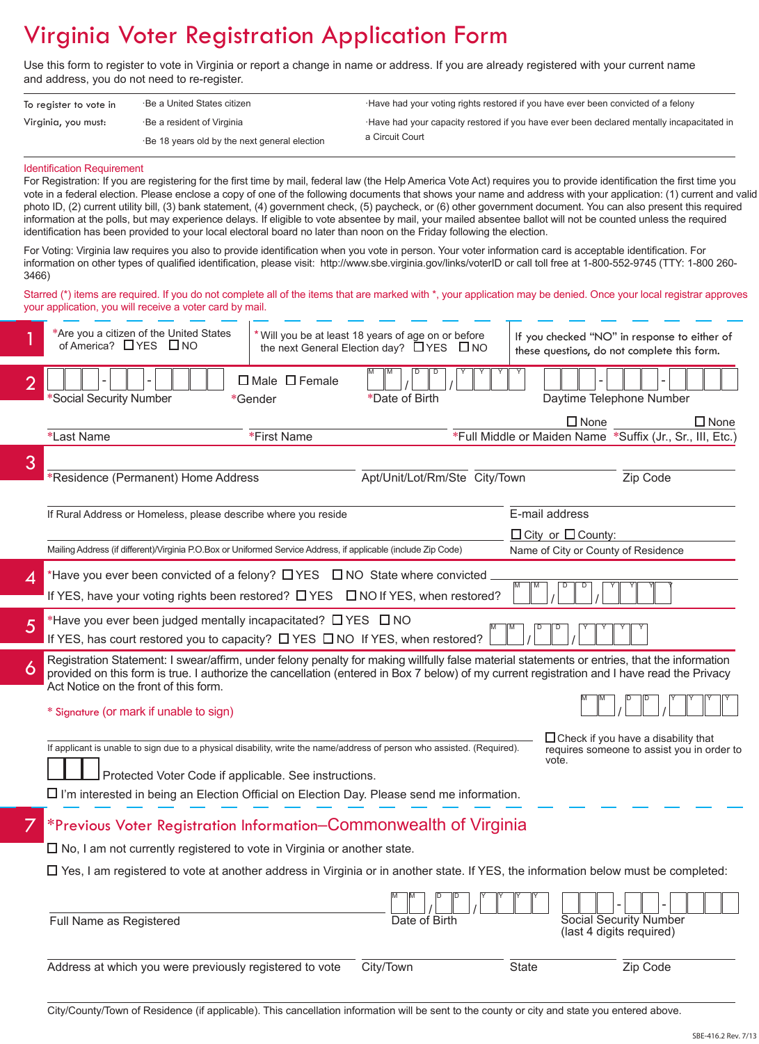# Virginia Voter Registration Application Form

Use this form to register to vote in Virginia or report a change in name or address. If you are already registered with your current name and address, you do not need to re-register.

| To register to vote in Virginia, you must: | ·Be a United States citizen<br>·Be a resident of Virginia<br>·Be 18 years old by the next general election | ·Have had your voting rights restored if you have ever been convicted of a felony<br>·Have had your capacity restored if you have ever been declared mentally incapacitated in a Circuit Court |
|---|---|---|

**Identification Requirement**

For Registration: If you are registering for the first time by mail, federal law (the Help America Vote Act) requires you to provide identification the first time you vote in a federal election. Please enclose a copy of one of the following documents that shows your name and address with your application: (1) current and valid photo ID, (2) current utility bill, (3) bank statement, (4) government check, (5) paycheck, or (6) other government document. You can also present this required information at the polls, but may experience delays. If eligible to vote absentee by mail, your mailed absentee ballot will not be counted unless the required identification has been provided to your local electoral board no later than noon on the Friday following the election.

For Voting: Virginia law requires you also to provide identification when you vote in person. Your voter information card is acceptable identification. For information on other types of qualified identification, please visit: http://www.sbe.virginia.gov/links/voterID or call toll free at 1-800-552-9745 (TTY: 1-800 260-3466)

Starred (*) items are required. If you do not complete all of the items that are marked with *, your application may be denied. Once your local registrar approves your application, you will receive a voter card by mail.

## 1

*Are you a citizen of the United States of America? ☐ YES ☐ NO

*Will you be at least 18 years of age on or before the next General Election day? ☐ YES ☐ NO

If you checked "NO" in response to either of these questions, do not complete this form.

## 2

___-__-____ *Social Security Number

☐ Male ☐ Female *Gender

MM / DD / YYYY *Date of Birth

___-___-____ Daytime Telephone Number

*Last Name

*First Name

☐ None *Full Middle or Maiden Name

☐ None *Suffix (Jr., Sr., III, Etc.)

## 3

*Residence (Permanent) Home Address | Apt/Unit/Lot/Rm/Ste | City/Town | Zip Code

If Rural Address or Homeless, please describe where you reside

E-mail address

☐ City or ☐ County:

Name of City or County of Residence

Mailing Address (if different)/Virginia P.O.Box or Uniformed Service Address, if applicable (include Zip Code)

## 4

*Have you ever been convicted of a felony? ☐ YES ☐ NO State where convicted ______

If YES, have your voting rights been restored? ☐ YES ☐ NO If YES, when restored? MM / DD / YYYY

## 5

*Have you ever been judged mentally incapacitated? ☐ YES ☐ NO

If YES, has court restored you to capacity? ☐ YES ☐ NO If YES, when restored? MM / DD / YYYY

## 6

Registration Statement: I swear/affirm, under felony penalty for making willfully false material statements or entries, that the information provided on this form is true. I authorize the cancellation (entered in Box 7 below) of my current registration and I have read the Privacy Act Notice on the front of this form.

* Signature (or mark if unable to sign) MM / DD / YYYY

If applicant is unable to sign due to a physical disability, write the name/address of person who assisted. (Required).

☐ Check if you have a disability that requires someone to assist you in order to vote.

☐☐☐ Protected Voter Code if applicable. See instructions.

☐ I'm interested in being an Election Official on Election Day. Please send me information.

## 7

### *Previous Voter Registration Information–Commonwealth of Virginia

☐ No, I am not currently registered to vote in Virginia or another state.

☐ Yes, I am registered to vote at another address in Virginia or in another state. If YES, the information below must be completed:

Full Name as Registered | MM / DD / YYYY Date of Birth | ___-__-____ Social Security Number (last 4 digits required)

Address at which you were previously registered to vote | City/Town | State | Zip Code

City/County/Town of Residence (if applicable). This cancellation information will be sent to the county or city and state you entered above.

SBE-416.2 Rev. 7/13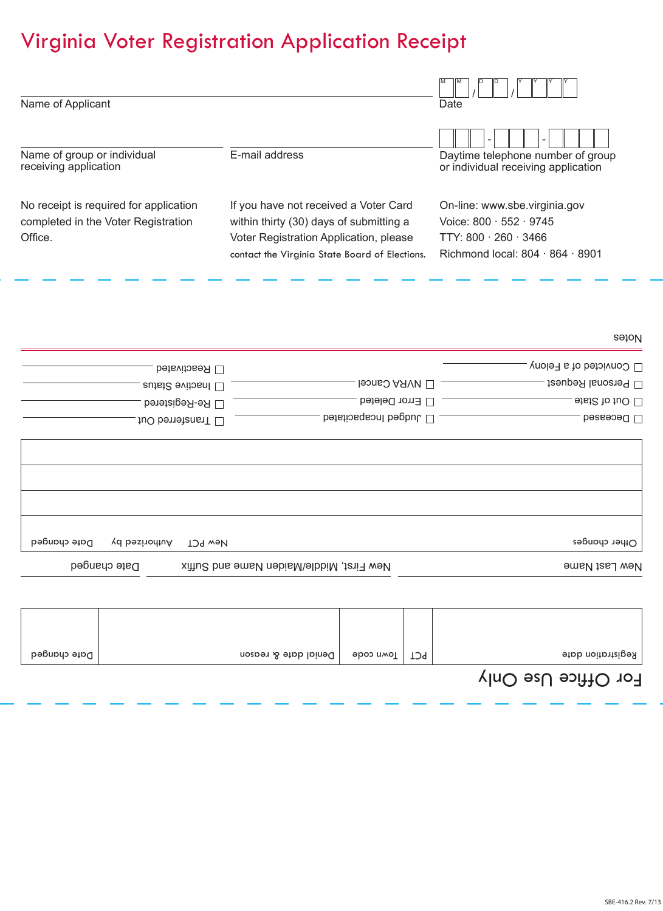# Virginia Voter Registration Application Receipt

| | |
|---|---|
| Name of Applicant | Date: MM / DD / YYYY |

| | | |
|---|---|---|
| Name of group or individual receiving application | E-mail address | Daytime telephone number of group or individual receiving application: ___ - ___ - ____ |

No receipt is required for application completed in the Voter Registration Office.

If you have not received a Voter Card within thirty (30) days of submitting a Voter Registration Application, please contact the Virginia State Board of Elections.

On-line: www.sbe.virginia.gov
Voice: 800 · 552 · 9745
TTY: 800 · 260 · 3466
Richmond local: 804 · 864 · 8901

---

## For Office Use Only

| Registration date | PCT | Town code | Denial date & reason | Date changed |
|---|---|---|---|---|
| | | | | |

| New Last Name | New First, Middle/Maiden Name and Suffix | Date changed |
|---|---|---|
| | | |

| Other changes | New PCT | Authorized by | Date changed |
|---|---|---|---|
| | | | |
| | | | |
| | | | |

- ☐ Deceased ____________
- ☐ Out of State ____________
- ☐ Personal Request ____________
- ☐ Convicted of a Felony ____________
- ☐ Judged Incapacitated ____________
- ☐ Error Deleted ____________
- ☐ NVRA Cancel ____________
- ☐ Transferred Out ____________
- ☐ Re-Registered ____________
- ☐ Inactive Status ____________
- ☐ Reactivated ____________

Notes

SBE-416.2 Rev. 7/13